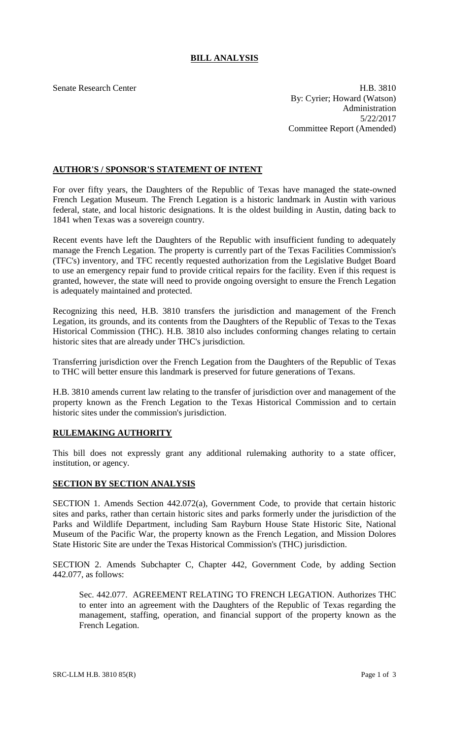# BILL ANALYSIS

Senate Research Center

H.B. 3810
By: Cyrier; Howard (Watson)
Administration
5/22/2017
Committee Report (Amended)

## AUTHOR'S / SPONSOR'S STATEMENT OF INTENT

For over fifty years, the Daughters of the Republic of Texas have managed the state-owned French Legation Museum. The French Legation is a historic landmark in Austin with various federal, state, and local historic designations. It is the oldest building in Austin, dating back to 1841 when Texas was a sovereign country.

Recent events have left the Daughters of the Republic with insufficient funding to adequately manage the French Legation. The property is currently part of the Texas Facilities Commission's (TFC's) inventory, and TFC recently requested authorization from the Legislative Budget Board to use an emergency repair fund to provide critical repairs for the facility. Even if this request is granted, however, the state will need to provide ongoing oversight to ensure the French Legation is adequately maintained and protected.

Recognizing this need, H.B. 3810 transfers the jurisdiction and management of the French Legation, its grounds, and its contents from the Daughters of the Republic of Texas to the Texas Historical Commission (THC). H.B. 3810 also includes conforming changes relating to certain historic sites that are already under THC's jurisdiction.

Transferring jurisdiction over the French Legation from the Daughters of the Republic of Texas to THC will better ensure this landmark is preserved for future generations of Texans.

H.B. 3810 amends current law relating to the transfer of jurisdiction over and management of the property known as the French Legation to the Texas Historical Commission and to certain historic sites under the commission's jurisdiction.

## RULEMAKING AUTHORITY

This bill does not expressly grant any additional rulemaking authority to a state officer, institution, or agency.

## SECTION BY SECTION ANALYSIS

SECTION 1. Amends Section 442.072(a), Government Code, to provide that certain historic sites and parks, rather than certain historic sites and parks formerly under the jurisdiction of the Parks and Wildlife Department, including Sam Rayburn House State Historic Site, National Museum of the Pacific War, the property known as the French Legation, and Mission Dolores State Historic Site are under the Texas Historical Commission's (THC) jurisdiction.

SECTION 2. Amends Subchapter C, Chapter 442, Government Code, by adding Section 442.077, as follows:

> Sec. 442.077. AGREEMENT RELATING TO FRENCH LEGATION. Authorizes THC to enter into an agreement with the Daughters of the Republic of Texas regarding the management, staffing, operation, and financial support of the property known as the French Legation.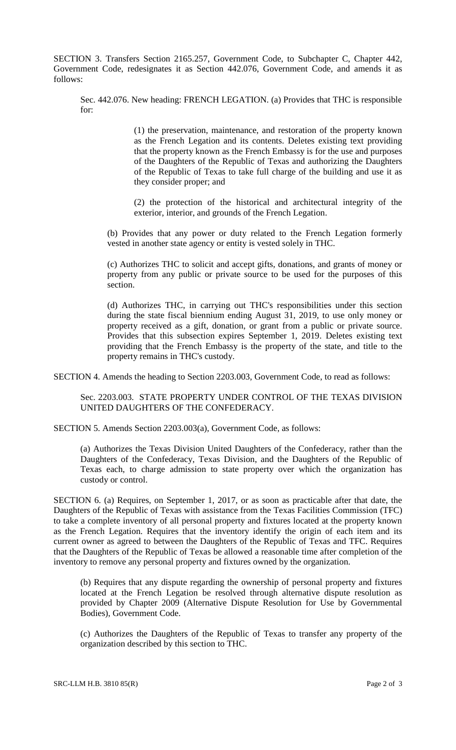SECTION 3. Transfers Section 2165.257, Government Code, to Subchapter C, Chapter 442, Government Code, redesignates it as Section 442.076, Government Code, and amends it as follows:

Sec. 442.076. New heading: FRENCH LEGATION. (a) Provides that THC is responsible for:

(1) the preservation, maintenance, and restoration of the property known as the French Legation and its contents. Deletes existing text providing that the property known as the French Embassy is for the use and purposes of the Daughters of the Republic of Texas and authorizing the Daughters of the Republic of Texas to take full charge of the building and use it as they consider proper; and

(2) the protection of the historical and architectural integrity of the exterior, interior, and grounds of the French Legation.

(b) Provides that any power or duty related to the French Legation formerly vested in another state agency or entity is vested solely in THC.

(c) Authorizes THC to solicit and accept gifts, donations, and grants of money or property from any public or private source to be used for the purposes of this section.

(d) Authorizes THC, in carrying out THC's responsibilities under this section during the state fiscal biennium ending August 31, 2019, to use only money or property received as a gift, donation, or grant from a public or private source. Provides that this subsection expires September 1, 2019. Deletes existing text providing that the French Embassy is the property of the state, and title to the property remains in THC's custody.

SECTION 4. Amends the heading to Section 2203.003, Government Code, to read as follows:

Sec. 2203.003. STATE PROPERTY UNDER CONTROL OF THE TEXAS DIVISION UNITED DAUGHTERS OF THE CONFEDERACY.

SECTION 5. Amends Section 2203.003(a), Government Code, as follows:

(a) Authorizes the Texas Division United Daughters of the Confederacy, rather than the Daughters of the Confederacy, Texas Division, and the Daughters of the Republic of Texas each, to charge admission to state property over which the organization has custody or control.

SECTION 6. (a) Requires, on September 1, 2017, or as soon as practicable after that date, the Daughters of the Republic of Texas with assistance from the Texas Facilities Commission (TFC) to take a complete inventory of all personal property and fixtures located at the property known as the French Legation. Requires that the inventory identify the origin of each item and its current owner as agreed to between the Daughters of the Republic of Texas and TFC. Requires that the Daughters of the Republic of Texas be allowed a reasonable time after completion of the inventory to remove any personal property and fixtures owned by the organization.

(b) Requires that any dispute regarding the ownership of personal property and fixtures located at the French Legation be resolved through alternative dispute resolution as provided by Chapter 2009 (Alternative Dispute Resolution for Use by Governmental Bodies), Government Code.

(c) Authorizes the Daughters of the Republic of Texas to transfer any property of the organization described by this section to THC.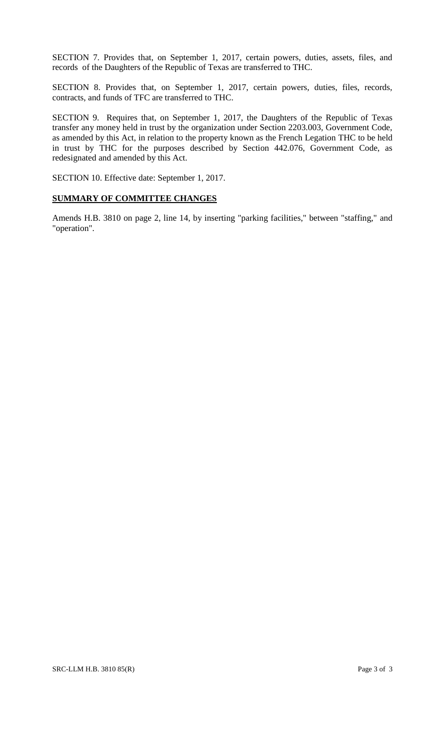SECTION 7. Provides that, on September 1, 2017, certain powers, duties, assets, files, and records of the Daughters of the Republic of Texas are transferred to THC.

SECTION 8. Provides that, on September 1, 2017, certain powers, duties, files, records, contracts, and funds of TFC are transferred to THC.

SECTION 9. Requires that, on September 1, 2017, the Daughters of the Republic of Texas transfer any money held in trust by the organization under Section 2203.003, Government Code, as amended by this Act, in relation to the property known as the French Legation THC to be held in trust by THC for the purposes described by Section 442.076, Government Code, as redesignated and amended by this Act.

SECTION 10. Effective date: September 1, 2017.

## SUMMARY OF COMMITTEE CHANGES

Amends H.B. 3810 on page 2, line 14, by inserting "parking facilities," between "staffing," and "operation".